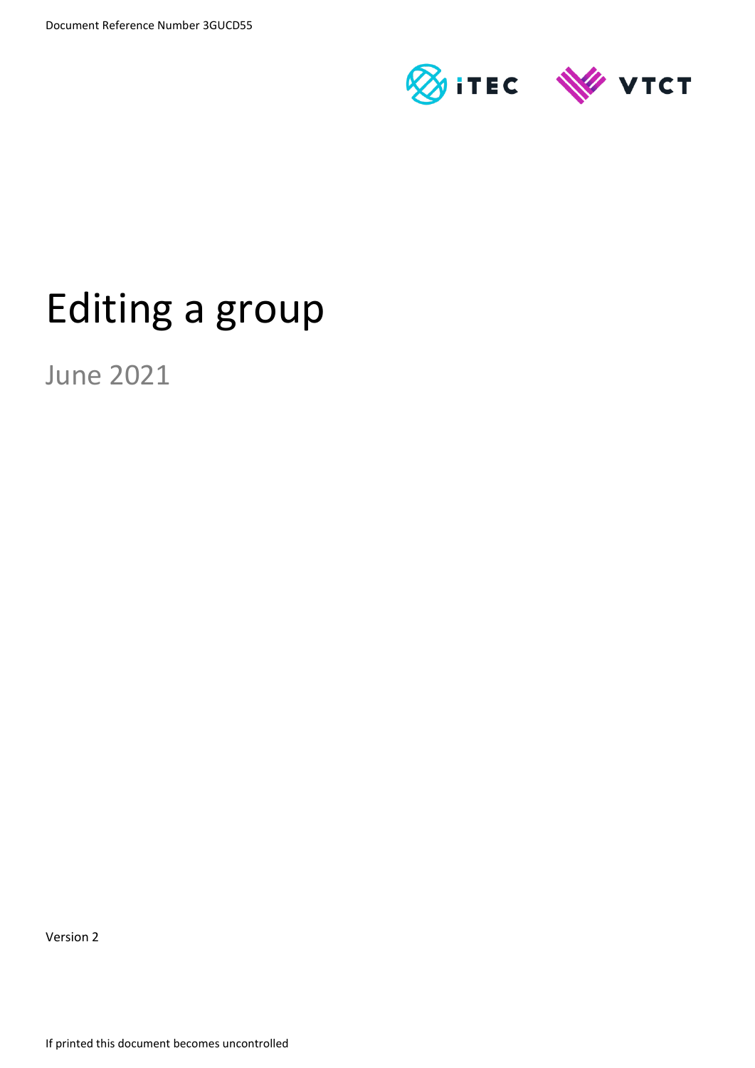Document Reference Number 3GUCD55

# Editing a group

June 2021

Version 2

If printed this document becomes uncontrolled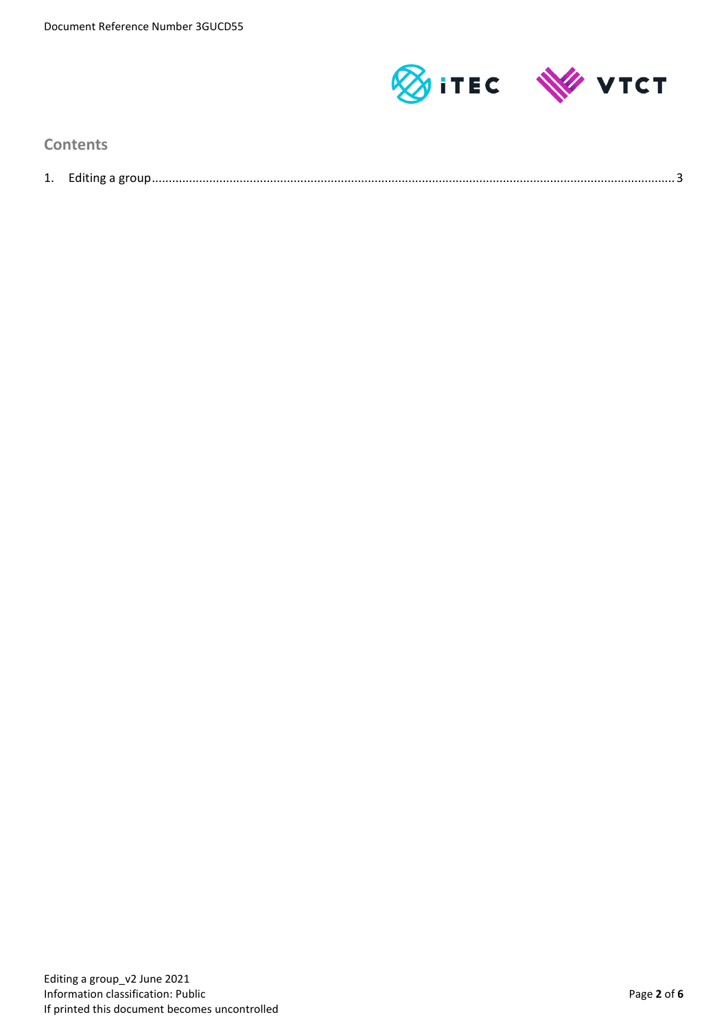## Contents

1. Editing a group ........................................................................................................................................................ 3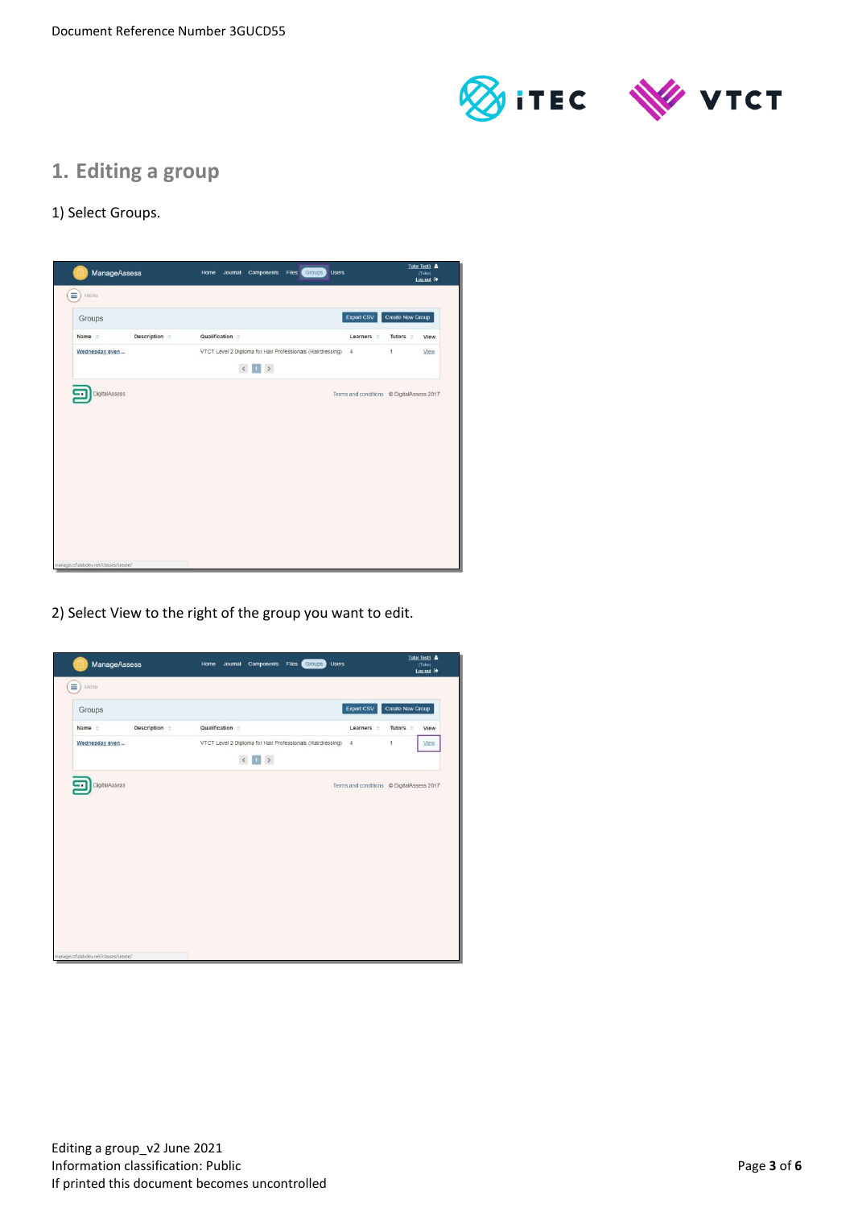## 1. Editing a group

1) Select Groups.

2) Select View to the right of the group you want to edit.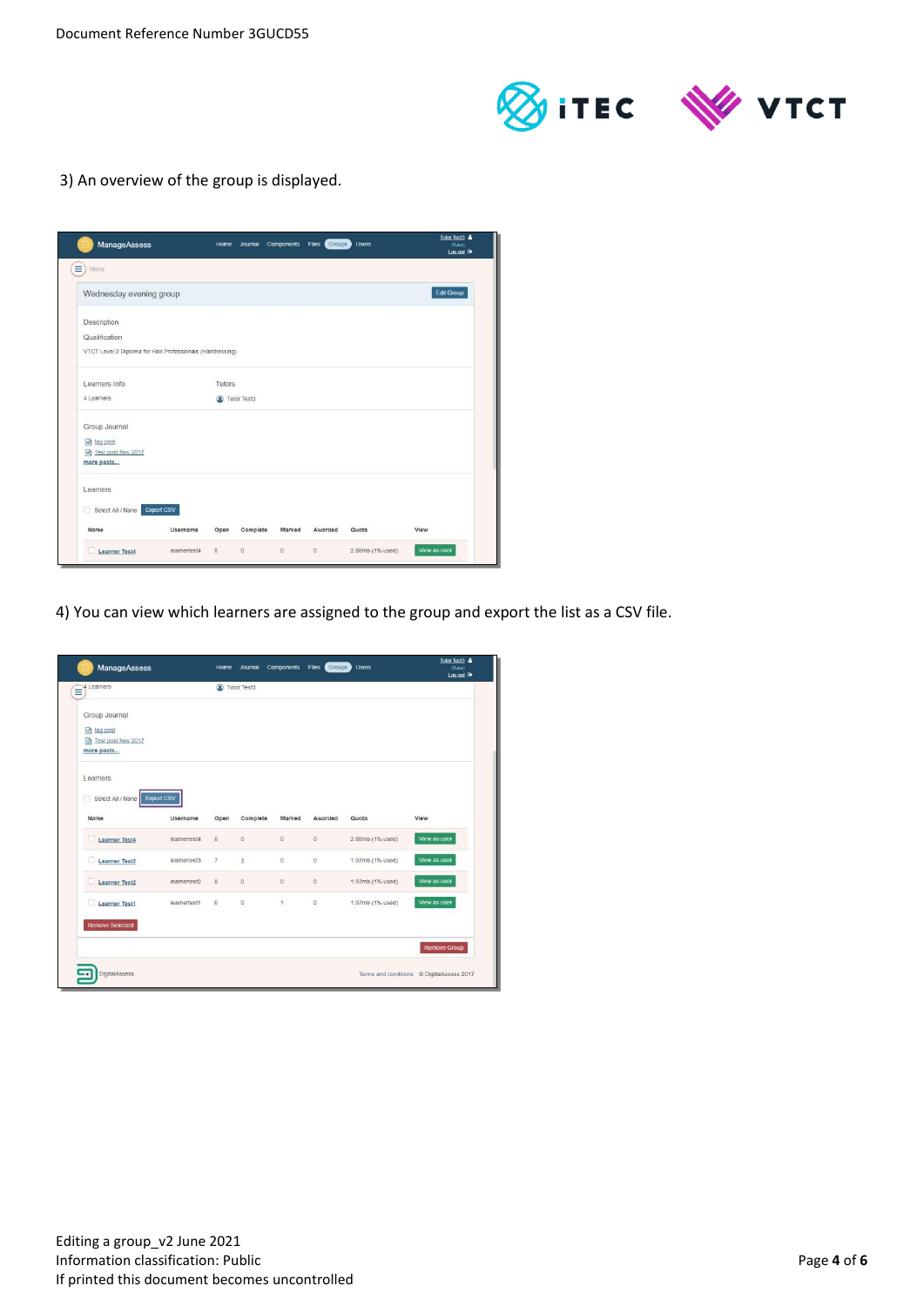3) An overview of the group is displayed.

4) You can view which learners are assigned to the group and export the list as a CSV file.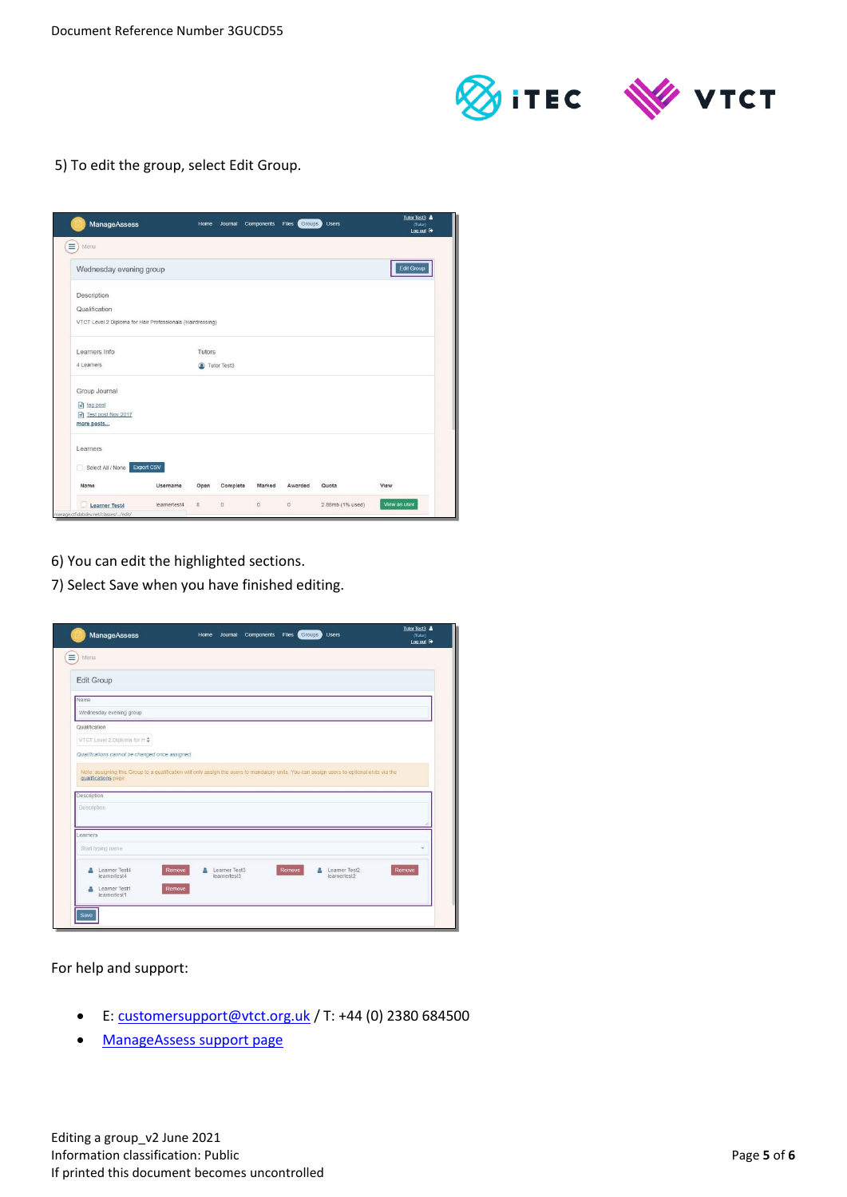5) To edit the group, select Edit Group.

6) You can edit the highlighted sections.

7) Select Save when you have finished editing.

For help and support:

- E: customersupport@vtct.org.uk / T: +44 (0) 2380 684500
- ManageAssess support page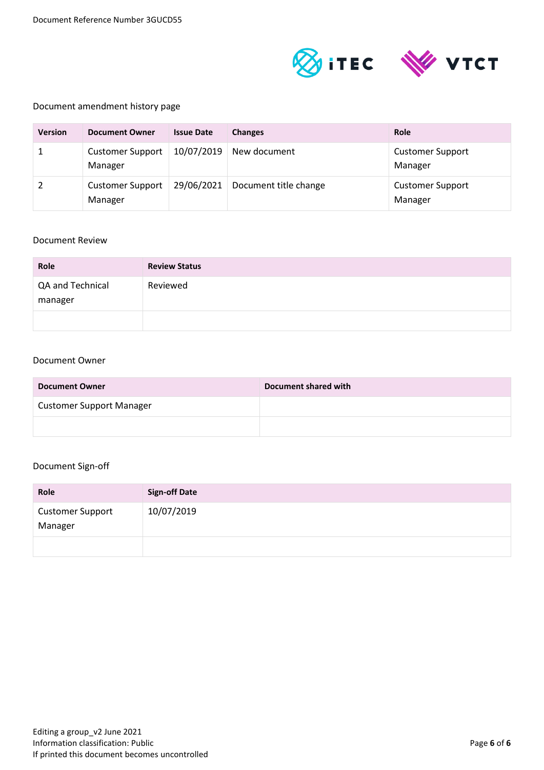Document amendment history page

| Version | Document Owner | Issue Date | Changes | Role |
|---|---|---|---|---|
| 1 | Customer Support Manager | 10/07/2019 | New document | Customer Support Manager |
| 2 | Customer Support Manager | 29/06/2021 | Document title change | Customer Support Manager |

Document Review

| Role | Review Status |
|---|---|
| QA and Technical manager | Reviewed |
| | |

Document Owner

| Document Owner | Document shared with |
|---|---|
| Customer Support Manager | |
| | |

Document Sign-off

| Role | Sign-off Date |
|---|---|
| Customer Support Manager | 10/07/2019 |
| | |